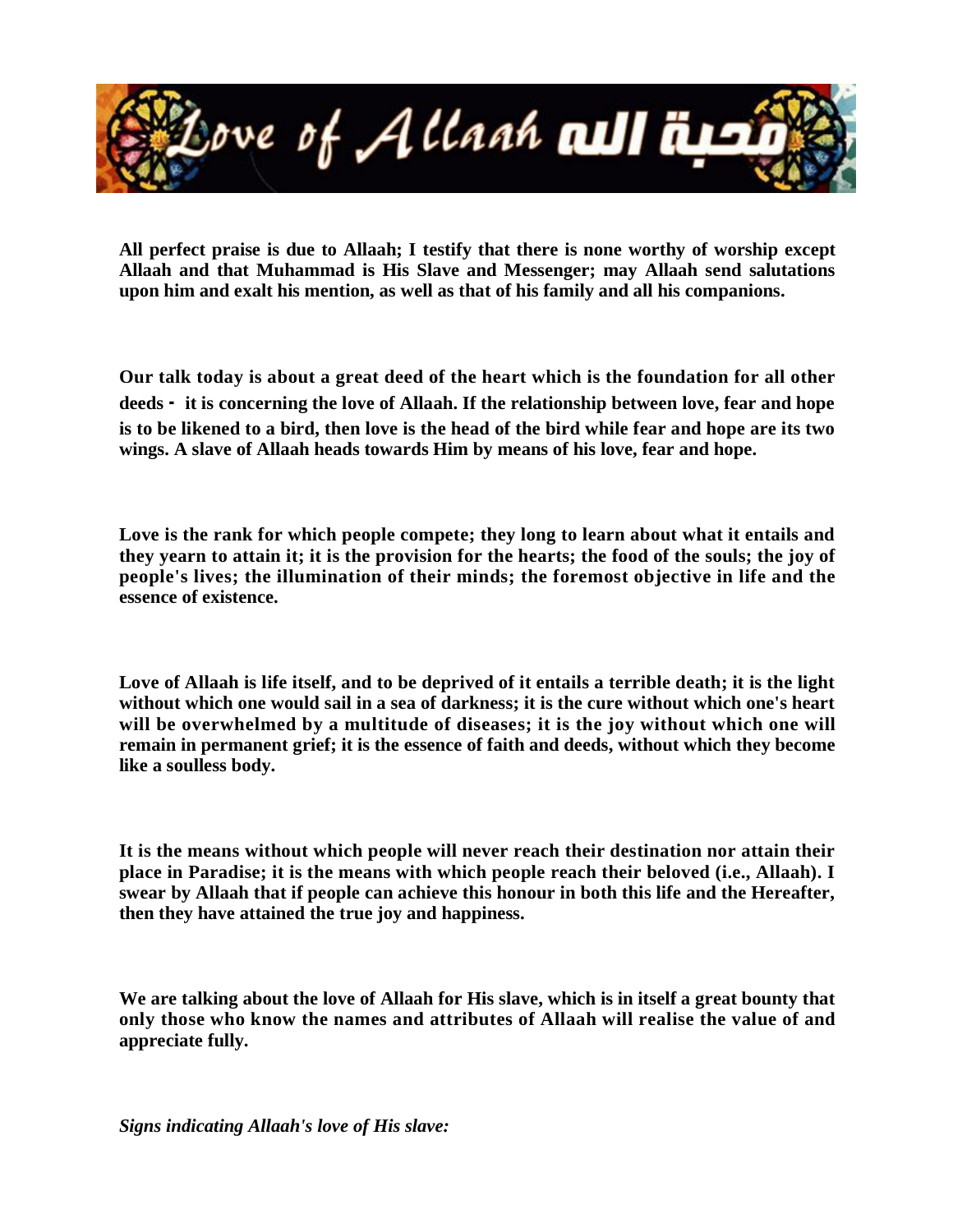# Love of Allaah محبة الله

**All perfect praise is due to Allaah; I testify that there is none worthy of worship except Allaah and that Muhammad is His Slave and Messenger; may Allaah send salutations upon him and exalt his mention, as well as that of his family and all his companions.**

**Our talk today is about a great deed of the heart which is the foundation for all other deeds - it is concerning the love of Allaah. If the relationship between love, fear and hope is to be likened to a bird, then love is the head of the bird while fear and hope are its two wings. A slave of Allaah heads towards Him by means of his love, fear and hope.**

**Love is the rank for which people compete; they long to learn about what it entails and they yearn to attain it; it is the provision for the hearts; the food of the souls; the joy of people's lives; the illumination of their minds; the foremost objective in life and the essence of existence.**

**Love of Allaah is life itself, and to be deprived of it entails a terrible death; it is the light without which one would sail in a sea of darkness; it is the cure without which one's heart will be overwhelmed by a multitude of diseases; it is the joy without which one will remain in permanent grief; it is the essence of faith and deeds, without which they become like a soulless body.**

**It is the means without which people will never reach their destination nor attain their place in Paradise; it is the means with which people reach their beloved (i.e., Allaah). I swear by Allaah that if people can achieve this honour in both this life and the Hereafter, then they have attained the true joy and happiness.**

**We are talking about the love of Allaah for His slave, which is in itself a great bounty that only those who know the names and attributes of Allaah will realise the value of and appreciate fully.**

***Signs indicating Allaah's love of His slave:***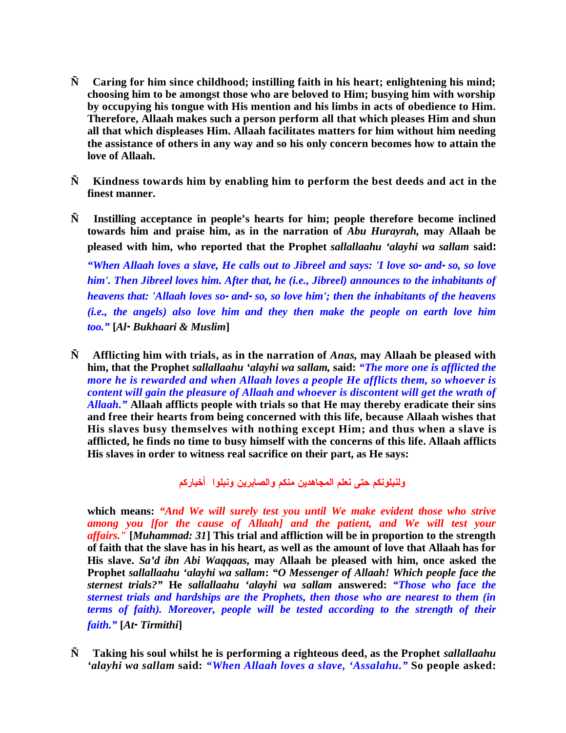- **Caring for him since childhood; instilling faith in his heart; enlightening his mind; choosing him to be amongst those who are beloved to Him; busying him with worship by occupying his tongue with His mention and his limbs in acts of obedience to Him. Therefore, Allaah makes such a person perform all that which pleases Him and shun all that which displeases Him. Allaah facilitates matters for him without him needing the assistance of others in any way and so his only concern becomes how to attain the love of Allaah.**

- **Kindness towards him by enabling him to perform the best deeds and act in the finest manner.**

- **Instilling acceptance in people's hearts for him; people therefore become inclined towards him and praise him, as in the narration of *Abu Hurayrah,* may Allaah be pleased with him, who reported that the Prophet *sallallaahu 'alayhi wa sallam* said:**

  ***"When Allaah loves a slave, He calls out to Jibreel and says: 'I love so- and- so, so love him'. Then Jibreel loves him. After that, he (i.e., Jibreel) announces to the inhabitants of heavens that: 'Allaah loves so- and- so, so love him'; then the inhabitants of the heavens (i.e., the angels) also love him and they then make the people on earth love him too."* [*Al- Bukhaari & Muslim*]**

- **Afflicting him with trials, as in the narration of *Anas,* may Allaah be pleased with him, that the Prophet *sallallaahu 'alayhi wa sallam,* said: *"The more one is afflicted the more he is rewarded and when Allaah loves a people He afflicts them, so whoever is content will gain the pleasure of Allaah and whoever is discontent will get the wrath of Allaah."* Allaah afflicts people with trials so that He may thereby eradicate their sins and free their hearts from being concerned with this life, because Allaah wishes that His slaves busy themselves with nothing except Him; and thus when a slave is afflicted, he finds no time to busy himself with the concerns of this life. Allaah afflicts His slaves in order to witness real sacrifice on their part, as He says:**

  **ولنبلونكم حتى نعلم المجاهدين منكم والصابرين ونبلوا أخباركم**

  **which means: *"And We will surely test you until We make evident those who strive among you [for the cause of Allaah] and the patient, and We will test your affairs."* [*Muhammad: 31*] This trial and affliction will be in proportion to the strength of faith that the slave has in his heart, as well as the amount of love that Allaah has for His slave. *Sa'd ibn Abi Waqqaas,* may Allaah be pleased with him, once asked the Prophet *sallallaahu 'alayhi wa sallam*: *"O Messenger of Allaah! Which people face the sternest trials?"* He *sallallaahu 'alayhi wa sallam* answered: *"Those who face the sternest trials and hardships are the Prophets, then those who are nearest to them (in terms of faith). Moreover, people will be tested according to the strength of their faith."* [*At- Tirmithi*]**

- **Taking his soul whilst he is performing a righteous deed, as the Prophet *sallallaahu 'alayhi wa sallam* said: *"When Allaah loves a slave, 'Assalahu."* So people asked:**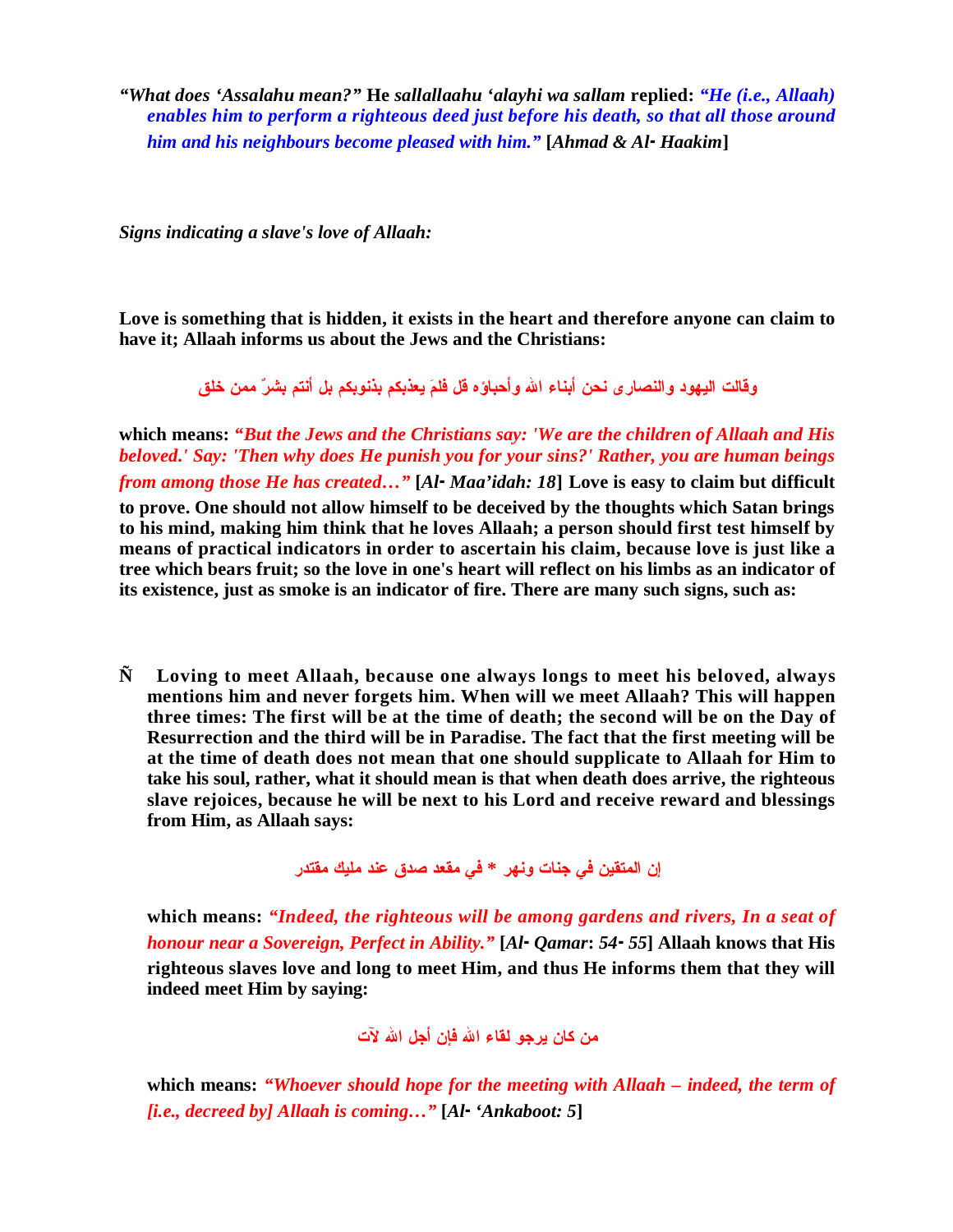*"What does 'Assalahu mean?"* **He** *sallallaahu 'alayhi wa sallam* **replied:** ***"He (i.e., Allaah) enables him to perform a righteous deed just before his death, so that all those around him and his neighbours become pleased with him."*** **[*Ahmad & Al- Haakim*]**

*Signs indicating a slave's love of Allaah:*

**Love is something that is hidden, it exists in the heart and therefore anyone can claim to have it; Allaah informs us about the Jews and the Christians:**

**وقالت اليهود والنصارى نحن أبناء الله وأحباؤه قل فلمَ يعذبكم بذنوبكم بل أنتم بشرٌ ممن خلق**

**which means:** ***"But the Jews and the Christians say: 'We are the children of Allaah and His beloved.' Say: 'Then why does He punish you for your sins?' Rather, you are human beings from among those He has created…"*** **[*Al- Maa'idah: 18*] Love is easy to claim but difficult to prove. One should not allow himself to be deceived by the thoughts which Satan brings to his mind, making him think that he loves Allaah; a person should first test himself by means of practical indicators in order to ascertain his claim, because love is just like a tree which bears fruit; so the love in one's heart will reflect on his limbs as an indicator of its existence, just as smoke is an indicator of fire. There are many such signs, such as:**

- **Loving to meet Allaah, because one always longs to meet his beloved, always mentions him and never forgets him. When will we meet Allaah? This will happen three times: The first will be at the time of death; the second will be on the Day of Resurrection and the third will be in Paradise. The fact that the first meeting will be at the time of death does not mean that one should supplicate to Allaah for Him to take his soul, rather, what it should mean is that when death does arrive, the righteous slave rejoices, because he will be next to his Lord and receive reward and blessings from Him, as Allaah says:**

  **إن المتقين في جنات ونهر * في مقعد صدق عند مليك مقتدر**

  **which means:** ***"Indeed, the righteous will be among gardens and rivers, In a seat of honour near a Sovereign, Perfect in Ability."*** **[*Al- Qamar: 54- 55*] Allaah knows that His righteous slaves love and long to meet Him, and thus He informs them that they will indeed meet Him by saying:**

  **من كان يرجو لقاء الله فإن أجل الله لآت**

  **which means:** ***"Whoever should hope for the meeting with Allaah – indeed, the term of [i.e., decreed by] Allaah is coming…"*** **[*Al- 'Ankaboot: 5*]**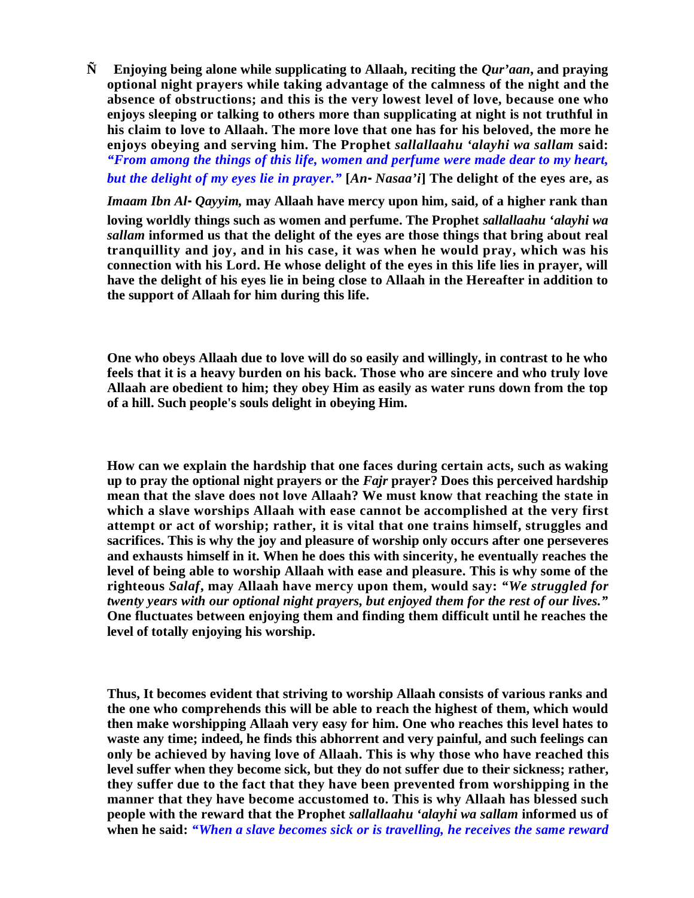- **Enjoying being alone while supplicating to Allaah, reciting the *Qur'aan*, and praying optional night prayers while taking advantage of the calmness of the night and the absence of obstructions; and this is the very lowest level of love, because one who enjoys sleeping or talking to others more than supplicating at night is not truthful in his claim to love to Allaah. The more love that one has for his beloved, the more he enjoys obeying and serving him. The Prophet *sallallaahu 'alayhi wa sallam* said: *"From among the things of this life, women and perfume were made dear to my heart, but the delight of my eyes lie in prayer."* [*An- Nasaa'i*] The delight of the eyes are, as *Imaam Ibn Al- Qayyim,* may Allaah have mercy upon him, said, of a higher rank than loving worldly things such as women and perfume. The Prophet *sallallaahu 'alayhi wa sallam* informed us that the delight of the eyes are those things that bring about real tranquillity and joy, and in his case, it was when he would pray, which was his connection with his Lord. He whose delight of the eyes in this life lies in prayer, will have the delight of his eyes lie in being close to Allaah in the Hereafter in addition to the support of Allaah for him during this life.**

**One who obeys Allaah due to love will do so easily and willingly, in contrast to he who feels that it is a heavy burden on his back. Those who are sincere and who truly love Allaah are obedient to him; they obey Him as easily as water runs down from the top of a hill. Such people's souls delight in obeying Him.**

**How can we explain the hardship that one faces during certain acts, such as waking up to pray the optional night prayers or the *Fajr* prayer? Does this perceived hardship mean that the slave does not love Allaah? We must know that reaching the state in which a slave worships Allaah with ease cannot be accomplished at the very first attempt or act of worship; rather, it is vital that one trains himself, struggles and sacrifices. This is why the joy and pleasure of worship only occurs after one perseveres and exhausts himself in it. When he does this with sincerity, he eventually reaches the level of being able to worship Allaah with ease and pleasure. This is why some of the righteous *Salaf*, may Allaah have mercy upon them, would say: *"We struggled for twenty years with our optional night prayers, but enjoyed them for the rest of our lives."* One fluctuates between enjoying them and finding them difficult until he reaches the level of totally enjoying his worship.**

**Thus, It becomes evident that striving to worship Allaah consists of various ranks and the one who comprehends this will be able to reach the highest of them, which would then make worshipping Allaah very easy for him. One who reaches this level hates to waste any time; indeed, he finds this abhorrent and very painful, and such feelings can only be achieved by having love of Allaah. This is why those who have reached this level suffer when they become sick, but they do not suffer due to their sickness; rather, they suffer due to the fact that they have been prevented from worshipping in the manner that they have become accustomed to. This is why Allaah has blessed such people with the reward that the Prophet *sallallaahu 'alayhi wa sallam* informed us of when he said: *"When a slave becomes sick or is travelling, he receives the same reward***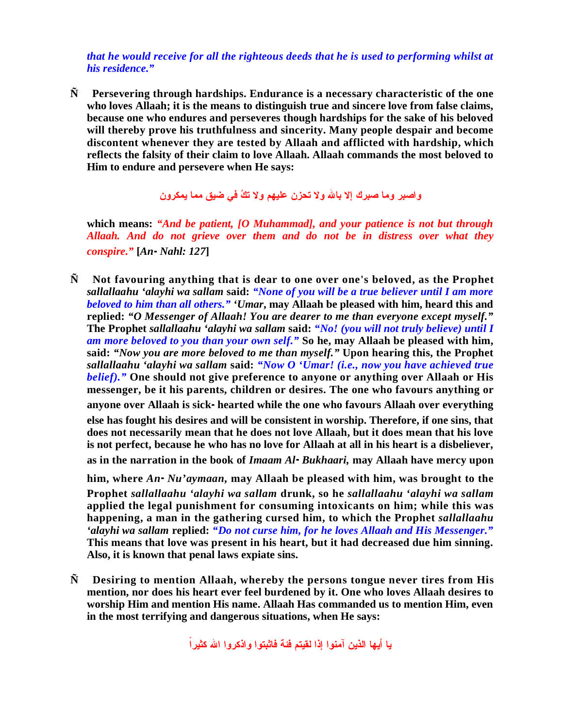*that he would receive for all the righteous deeds that he is used to performing whilst at his residence."*

- **Persevering through hardships. Endurance is a necessary characteristic of the one who loves Allaah; it is the means to distinguish true and sincere love from false claims, because one who endures and perseveres though hardships for the sake of his beloved will thereby prove his truthfulness and sincerity. Many people despair and become discontent whenever they are tested by Allaah and afflicted with hardship, which reflects the falsity of their claim to love Allaah. Allaah commands the most beloved to Him to endure and persevere when He says:**

  واصبر وما صبرك إلا بالله ولا تحزن عليهم ولا تكُ في ضيق مما يمكرون

  **which means:** *"And be patient, [O Muhammad], and your patience is not but through Allaah. And do not grieve over them and do not be in distress over what they conspire."* **[*An- Nahl: 127*]**

- **Not favouring anything that is dear to one over one's beloved, as the Prophet *sallallaahu 'alayhi wa sallam* said:** *"None of you will be a true believer until I am more beloved to him than all others."* ***'Umar*, may Allaah be pleased with him, heard this and replied:** ***"O Messenger of Allaah! You are dearer to me than everyone except myself."*** **The Prophet *sallallaahu 'alayhi wa sallam* said:** *"No! (you will not truly believe) until I am more beloved to you than your own self."* **So he, may Allaah be pleased with him, said:** ***"Now you are more beloved to me than myself."*** **Upon hearing this, the Prophet *sallallaahu 'alayhi wa sallam* said:** *"Now O 'Umar! (i.e., now you have achieved true belief)."* **One should not give preference to anyone or anything over Allaah or His messenger, be it his parents, children or desires. The one who favours anything or anyone over Allaah is sick- hearted while the one who favours Allaah over everything else has fought his desires and will be consistent in worship. Therefore, if one sins, that does not necessarily mean that he does not love Allaah, but it does mean that his love is not perfect, because he who has no love for Allaah at all in his heart is a disbeliever, as in the narration in the book of *Imaam Al- Bukhaari,* may Allaah have mercy upon him, where *An- Nu'aymaan*, may Allaah be pleased with him, was brought to the Prophet *sallallaahu 'alayhi wa sallam* drunk, so he *sallallaahu 'alayhi wa sallam* applied the legal punishment for consuming intoxicants on him; while this was happening, a man in the gathering cursed him, to which the Prophet *sallallaahu 'alayhi wa sallam* replied:** *"Do not curse him, for he loves Allaah and His Messenger."* **This means that love was present in his heart, but it had decreased due him sinning. Also, it is known that penal laws expiate sins.**

- **Desiring to mention Allaah, whereby the persons tongue never tires from His mention, nor does his heart ever feel burdened by it. One who loves Allaah desires to worship Him and mention His name. Allaah Has commanded us to mention Him, even in the most terrifying and dangerous situations, when He says:**

  يا أيها الذين آمنوا إذا لقيتم فئة فاثبتوا واذكروا الله كثيراً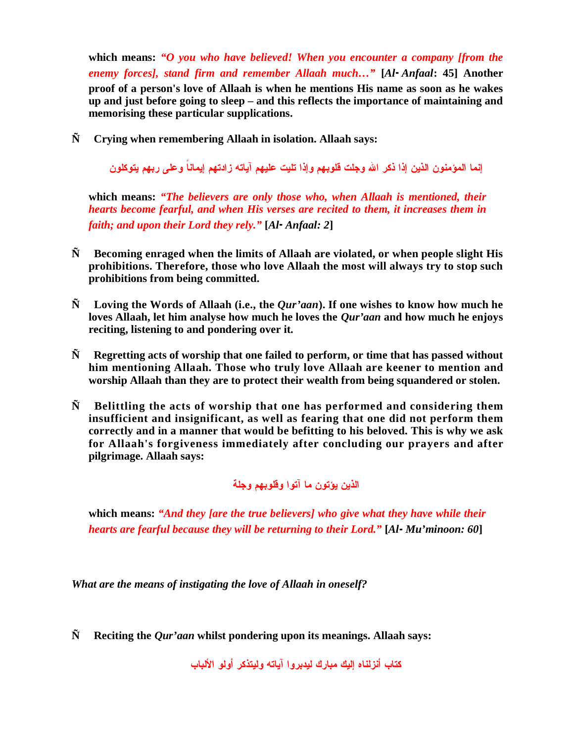**which means:** *"O you who have believed! When you encounter a company [from the enemy forces], stand firm and remember Allaah much…"* **[*Al- Anfaal*: 45] Another proof of a person's love of Allaah is when he mentions His name as soon as he wakes up and just before going to sleep – and this reflects the importance of maintaining and memorising these particular supplications.**

- **Crying when remembering Allaah in isolation. Allaah says:**

  **إنما المؤمنون الذين إذا ذكر الله وجلت قلوبهم وإذا تليت عليهم آياته زادتهم إيماناً وعلى ربهم يتوكلون**

  **which means:** *"The believers are only those who, when Allaah is mentioned, their hearts become fearful, and when His verses are recited to them, it increases them in faith; and upon their Lord they rely."* **[*Al- Anfaal: 2*]**

- **Becoming enraged when the limits of Allaah are violated, or when people slight His prohibitions. Therefore, those who love Allaah the most will always try to stop such prohibitions from being committed.**

- **Loving the Words of Allaah (i.e., the *Qur'aan*). If one wishes to know how much he loves Allaah, let him analyse how much he loves the *Qur'aan* and how much he enjoys reciting, listening to and pondering over it.**

- **Regretting acts of worship that one failed to perform, or time that has passed without him mentioning Allaah. Those who truly love Allaah are keener to mention and worship Allaah than they are to protect their wealth from being squandered or stolen.**

- **Belittling the acts of worship that one has performed and considering them insufficient and insignificant, as well as fearing that one did not perform them correctly and in a manner that would be befitting to his beloved. This is why we ask for Allaah's forgiveness immediately after concluding our prayers and after pilgrimage. Allaah says:**

  **الذين يؤتون ما آتوا وقلوبهم وجلة**

  **which means:** *"And they [are the true believers] who give what they have while their hearts are fearful because they will be returning to their Lord."* **[*Al- Mu'minoon: 60*]**

*What are the means of instigating the love of Allaah in oneself?*

- **Reciting the *Qur'aan* whilst pondering upon its meanings. Allaah says:**

  **كتاب أنزلناه إليك مبارك ليدبروا آياته وليتذكر أولو الألباب**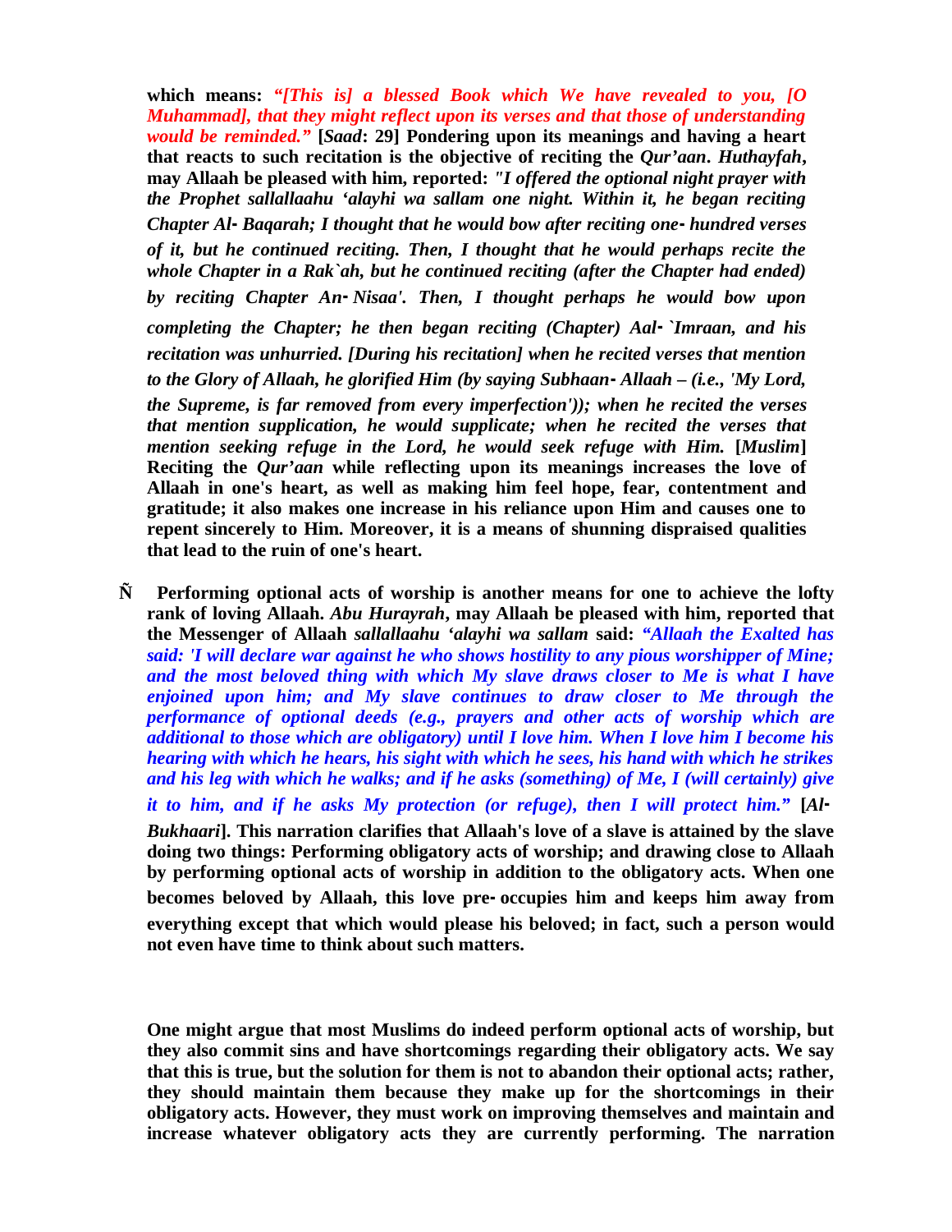**which means:** ***"[This is] a blessed Book which We have revealed to you, [O Muhammad], that they might reflect upon its verses and that those of understanding would be reminded."*** **[*Saad*: 29] Pondering upon its meanings and having a heart that reacts to such recitation is the objective of reciting the *Qur'aan*. *Huthayfah*, may Allaah be pleased with him, reported:** ***"I offered the optional night prayer with the Prophet sallallaahu 'alayhi wa sallam one night. Within it, he began reciting Chapter Al-Baqarah; I thought that he would bow after reciting one-hundred verses of it, but he continued reciting. Then, I thought that he would perhaps recite the whole Chapter in a Rak`ah, but he continued reciting (after the Chapter had ended) by reciting Chapter An-Nisaa'. Then, I thought perhaps he would bow upon completing the Chapter; he then began reciting (Chapter) Aal-`Imraan, and his recitation was unhurried. [During his recitation] when he recited verses that mention to the Glory of Allaah, he glorified Him (by saying Subhaan-Allaah – (i.e., 'My Lord, the Supreme, is far removed from every imperfection')); when he recited the verses that mention supplication, he would supplicate; when he recited the verses that mention seeking refuge in the Lord, he would seek refuge with Him.*** **[*Muslim*] Reciting the *Qur'aan* while reflecting upon its meanings increases the love of Allaah in one's heart, as well as making him feel hope, fear, contentment and gratitude; it also makes one increase in his reliance upon Him and causes one to repent sincerely to Him. Moreover, it is a means of shunning dispraised qualities that lead to the ruin of one's heart.**

- **Performing optional acts of worship is another means for one to achieve the lofty rank of loving Allaah. *Abu Hurayrah*, may Allaah be pleased with him, reported that the Messenger of Allaah *sallallaahu 'alayhi wa sallam* said:** ***"Allaah the Exalted has said: 'I will declare war against he who shows hostility to any pious worshipper of Mine; and the most beloved thing with which My slave draws closer to Me is what I have enjoined upon him; and My slave continues to draw closer to Me through the performance of optional deeds (e.g., prayers and other acts of worship which are additional to those which are obligatory) until I love him. When I love him I become his hearing with which he hears, his sight with which he sees, his hand with which he strikes and his leg with which he walks; and if he asks (something) of Me, I (will certainly) give it to him, and if he asks My protection (or refuge), then I will protect him."*** **[*Al-Bukhaari*]. This narration clarifies that Allaah's love of a slave is attained by the slave doing two things: Performing obligatory acts of worship; and drawing close to Allaah by performing optional acts of worship in addition to the obligatory acts. When one becomes beloved by Allaah, this love pre-occupies him and keeps him away from everything except that which would please his beloved; in fact, such a person would not even have time to think about such matters.**

**One might argue that most Muslims do indeed perform optional acts of worship, but they also commit sins and have shortcomings regarding their obligatory acts. We say that this is true, but the solution for them is not to abandon their optional acts; rather, they should maintain them because they make up for the shortcomings in their obligatory acts. However, they must work on improving themselves and maintain and increase whatever obligatory acts they are currently performing. The narration**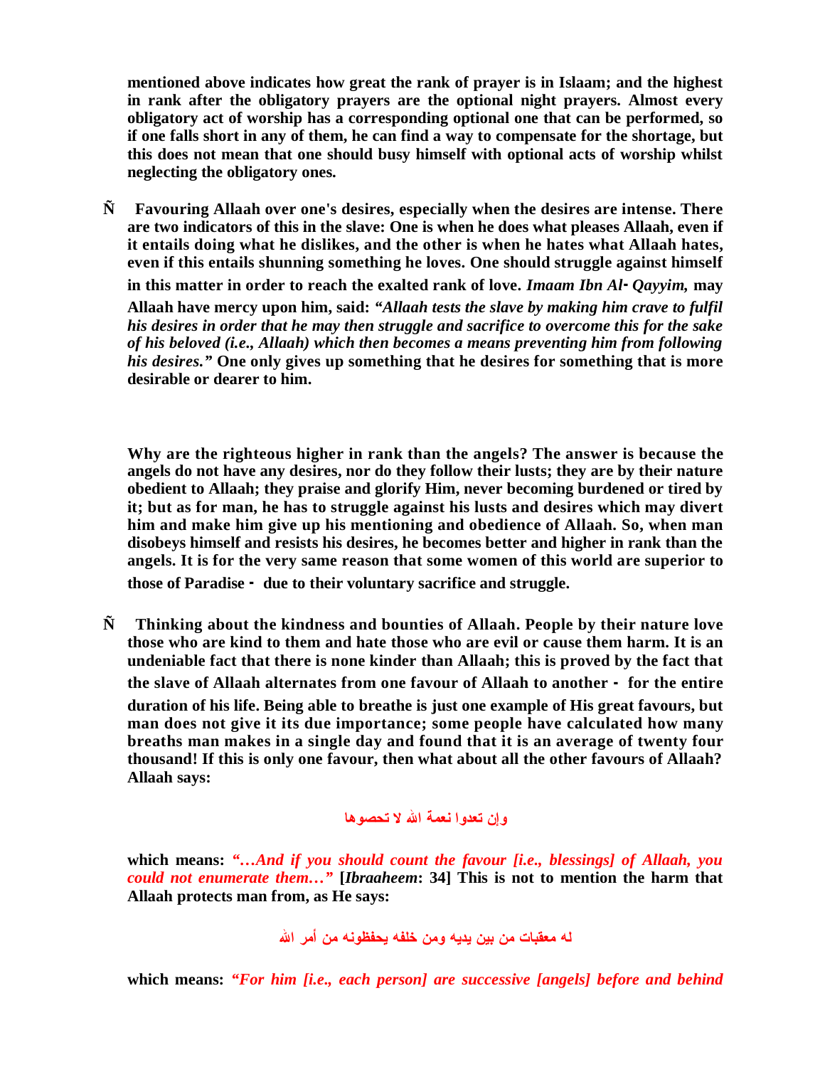**mentioned above indicates how great the rank of prayer is in Islaam; and the highest in rank after the obligatory prayers are the optional night prayers. Almost every obligatory act of worship has a corresponding optional one that can be performed, so if one falls short in any of them, he can find a way to compensate for the shortage, but this does not mean that one should busy himself with optional acts of worship whilst neglecting the obligatory ones.**

- **Favouring Allaah over one's desires, especially when the desires are intense. There are two indicators of this in the slave: One is when he does what pleases Allaah, even if it entails doing what he dislikes, and the other is when he hates what Allaah hates, even if this entails shunning something he loves. One should struggle against himself in this matter in order to reach the exalted rank of love.** ***Imaam Ibn Al- Qayyim,*** **may Allaah have mercy upon him, said:** ***"Allaah tests the slave by making him crave to fulfil his desires in order that he may then struggle and sacrifice to overcome this for the sake of his beloved (i.e., Allaah) which then becomes a means preventing him from following his desires."*** **One only gives up something that he desires for something that is more desirable or dearer to him.**

**Why are the righteous higher in rank than the angels? The answer is because the angels do not have any desires, nor do they follow their lusts; they are by their nature obedient to Allaah; they praise and glorify Him, never becoming burdened or tired by it; but as for man, he has to struggle against his lusts and desires which may divert him and make him give up his mentioning and obedience of Allaah. So, when man disobeys himself and resists his desires, he becomes better and higher in rank than the angels. It is for the very same reason that some women of this world are superior to those of Paradise - due to their voluntary sacrifice and struggle.**

- **Thinking about the kindness and bounties of Allaah. People by their nature love those who are kind to them and hate those who are evil or cause them harm. It is an undeniable fact that there is none kinder than Allaah; this is proved by the fact that the slave of Allaah alternates from one favour of Allaah to another - for the entire duration of his life. Being able to breathe is just one example of His great favours, but man does not give it its due importance; some people have calculated how many breaths man makes in a single day and found that it is an average of twenty four thousand! If this is only one favour, then what about all the other favours of Allaah? Allaah says:**

**وإن تعدوا نعمة الله لا تحصوها**

**which means:** ***"…And if you should count the favour [i.e., blessings] of Allaah, you could not enumerate them…"*** **[*Ibraaheem*: 34] This is not to mention the harm that Allaah protects man from, as He says:**

**له معقبات من بين يديه ومن خلفه يحفظونه من أمر الله**

**which means:** ***"For him [i.e., each person] are successive [angels] before and behind***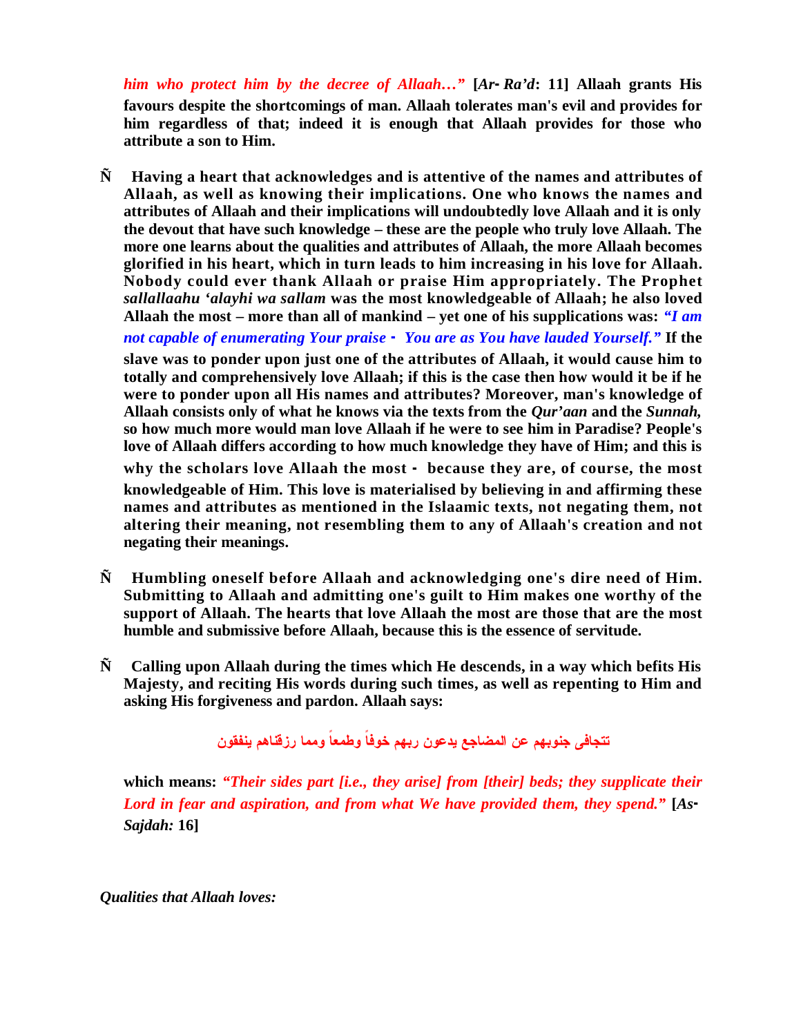***him who protect him by the decree of Allaah…"*** **[*Ar- Ra'd*: 11] Allaah grants His favours despite the shortcomings of man. Allaah tolerates man's evil and provides for him regardless of that; indeed it is enough that Allaah provides for those who attribute a son to Him.**

- **Having a heart that acknowledges and is attentive of the names and attributes of Allaah, as well as knowing their implications. One who knows the names and attributes of Allaah and their implications will undoubtedly love Allaah and it is only the devout that have such knowledge – these are the people who truly love Allaah. The more one learns about the qualities and attributes of Allaah, the more Allaah becomes glorified in his heart, which in turn leads to him increasing in his love for Allaah. Nobody could ever thank Allaah or praise Him appropriately. The Prophet *sallallaahu 'alayhi wa sallam* was the most knowledgeable of Allaah; he also loved Allaah the most – more than all of mankind – yet one of his supplications was: *"I am not capable of enumerating Your praise - You are as You have lauded Yourself."* If the slave was to ponder upon just one of the attributes of Allaah, it would cause him to totally and comprehensively love Allaah; if this is the case then how would it be if he were to ponder upon all His names and attributes? Moreover, man's knowledge of Allaah consists only of what he knows via the texts from the *Qur'aan* and the *Sunnah,* so how much more would man love Allaah if he were to see him in Paradise? People's love of Allaah differs according to how much knowledge they have of Him; and this is why the scholars love Allaah the most - because they are, of course, the most knowledgeable of Him. This love is materialised by believing in and affirming these names and attributes as mentioned in the Islaamic texts, not negating them, not altering their meaning, not resembling them to any of Allaah's creation and not negating their meanings.**

- **Humbling oneself before Allaah and acknowledging one's dire need of Him. Submitting to Allaah and admitting one's guilt to Him makes one worthy of the support of Allaah. The hearts that love Allaah the most are those that are the most humble and submissive before Allaah, because this is the essence of servitude.**

- **Calling upon Allaah during the times which He descends, in a way which befits His Majesty, and reciting His words during such times, as well as repenting to Him and asking His forgiveness and pardon. Allaah says:**

**تتجافى جنوبهم عن المضاجع يدعون ربهم خوفاً وطمعاً ومما رزقناهم ينفقون**

**which means:** ***"Their sides part [i.e., they arise] from [their] beds; they supplicate their Lord in fear and aspiration, and from what We have provided them, they spend."*** **[*As-Sajdah:* 16]**

*Qualities that Allaah loves:*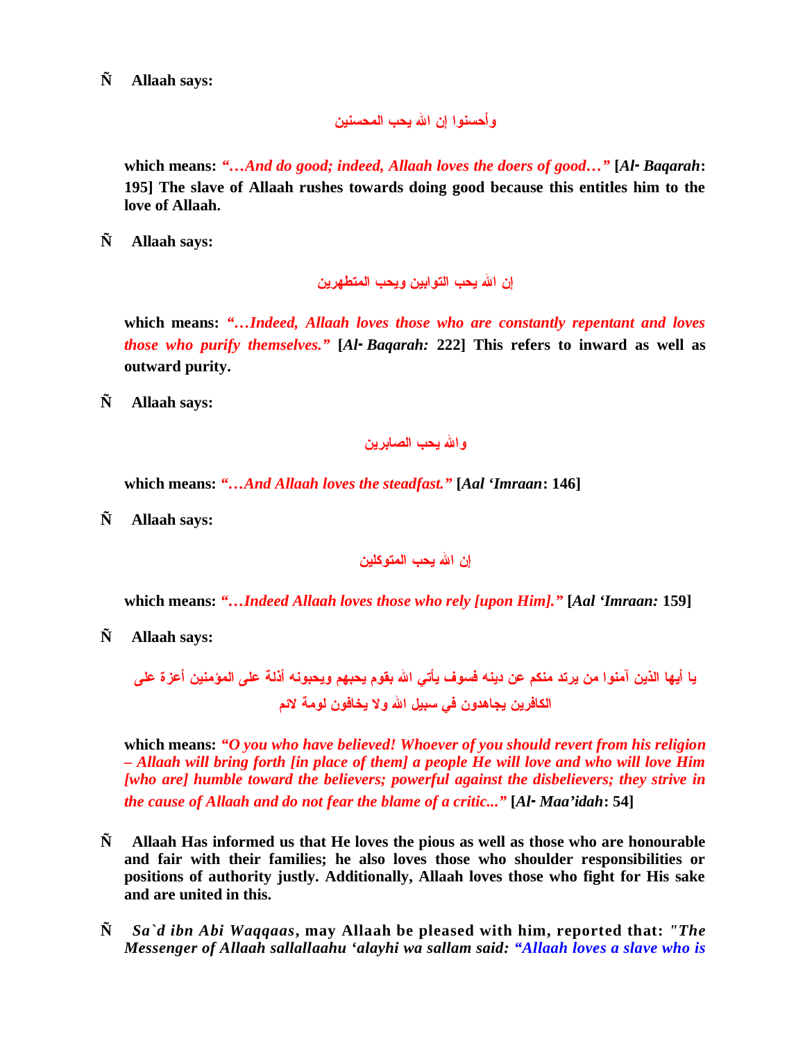- **Allaah says:**

  **وأحسنوا إن الله يحب المحسنين**

  **which means:** ***"…And do good; indeed, Allaah loves the doers of good…"*** **[*Al- Baqarah*: 195] The slave of Allaah rushes towards doing good because this entitles him to the love of Allaah.**

- **Allaah says:**

  **إن الله يحب التوابين ويحب المتطهرين**

  **which means:** ***"…Indeed, Allaah loves those who are constantly repentant and loves those who purify themselves."*** **[*Al- Baqarah:* 222] This refers to inward as well as outward purity.**

- **Allaah says:**

  **والله يحب الصابرين**

  **which means:** ***"…And Allaah loves the steadfast."*** **[*Aal 'Imraan*: 146]**

- **Allaah says:**

  **إن الله يحب المتوكلين**

  **which means:** ***"…Indeed Allaah loves those who rely [upon Him]."*** **[*Aal 'Imraan:* 159]**

- **Allaah says:**

  **يا أيها الذين آمنوا من يرتد منكم عن دينه فسوف يأتي الله بقوم يحبهم ويحبونه أذلة على المؤمنين أعزة على الكافرين يجاهدون في سبيل الله ولا يخافون لومة لائم**

  **which means:** ***"O you who have believed! Whoever of you should revert from his religion – Allaah will bring forth [in place of them] a people He will love and who will love Him [who are] humble toward the believers; powerful against the disbelievers; they strive in the cause of Allaah and do not fear the blame of a critic..."*** **[*Al- Maa'idah*: 54]**

- **Allaah Has informed us that He loves the pious as well as those who are honourable and fair with their families; he also loves those who shoulder responsibilities or positions of authority justly. Additionally, Allaah loves those who fight for His sake and are united in this.**

- ***Sa`d ibn Abi Waqqaas*, may Allaah be pleased with him, reported that:** ***"The Messenger of Allaah sallallaahu 'alayhi wa sallam said: "Allaah loves a slave who is***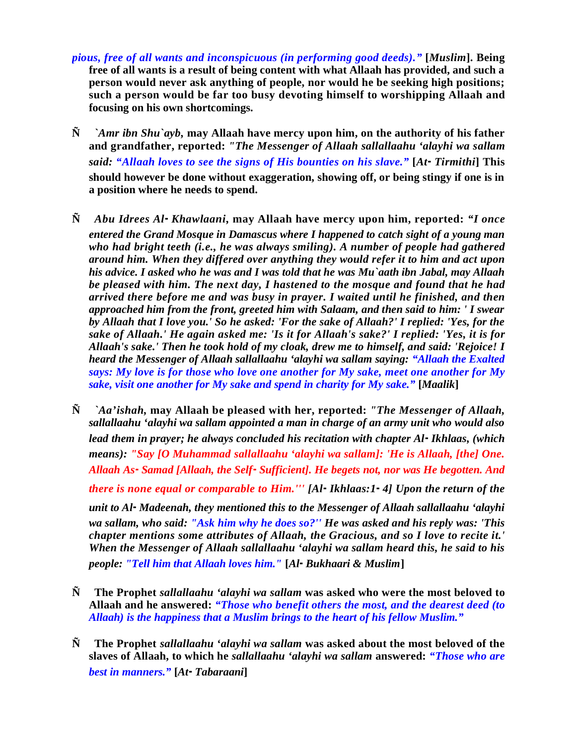*pious, free of all wants and inconspicuous (in performing good deeds)."* **[*Muslim*]. Being free of all wants is a result of being content with what Allaah has provided, and such a person would never ask anything of people, nor would he be seeking high positions; such a person would be far too busy devoting himself to worshipping Allaah and focusing on his own shortcomings.**

- ***`Amr ibn Shu`ayb*, may Allaah have mercy upon him, on the authority of his father and grandfather, reported:** *"The Messenger of Allaah sallallaahu 'alayhi wa sallam said: "Allaah loves to see the signs of His bounties on his slave."* **[*At- Tirmithi*] This should however be done without exaggeration, showing off, or being stingy if one is in a position where he needs to spend.**

- ***Abu Idrees Al- Khawlaani*, may Allaah have mercy upon him, reported:** *"I once entered the Grand Mosque in Damascus where I happened to catch sight of a young man who had bright teeth (i.e., he was always smiling). A number of people had gathered around him. When they differed over anything they would refer it to him and act upon his advice. I asked who he was and I was told that he was Mu`aath ibn Jabal, may Allaah be pleased with him. The next day, I hastened to the mosque and found that he had arrived there before me and was busy in prayer. I waited until he finished, and then approached him from the front, greeted him with Salaam, and then said to him: ' I swear by Allaah that I love you.' So he asked: 'For the sake of Allaah?' I replied: 'Yes, for the sake of Allaah.' He again asked me: 'Is it for Allaah's sake?' I replied: 'Yes, it is for Allaah's sake.' Then he took hold of my cloak, drew me to himself, and said: 'Rejoice! I heard the Messenger of Allaah sallallaahu 'alayhi wa sallam saying: "Allaah the Exalted says: My love is for those who love one another for My sake, meet one another for My sake, visit one another for My sake and spend in charity for My sake."* **[*Maalik*]**

- ***`Aa'ishah*, may Allaah be pleased with her, reported:** *"The Messenger of Allaah, sallallaahu 'alayhi wa sallam appointed a man in charge of an army unit who would also lead them in prayer; he always concluded his recitation with chapter Al- Ikhlaas, (which means): "Say [O Muhammad sallallaahu 'alayhi wa sallam]: 'He is Allaah, [the] One. Allaah As- Samad [Allaah, the Self- Sufficient]. He begets not, nor was He begotten. And there is none equal or comparable to Him.''' [Al- Ikhlaas:1- 4] Upon the return of the unit to Al- Madeenah, they mentioned this to the Messenger of Allaah sallallaahu 'alayhi wa sallam, who said: "Ask him why he does so?'' He was asked and his reply was: 'This chapter mentions some attributes of Allaah, the Gracious, and so I love to recite it.' When the Messenger of Allaah sallallaahu 'alayhi wa sallam heard this, he said to his people: "Tell him that Allaah loves him."* **[*Al- Bukhaari & Muslim*]**

- **The Prophet *sallallaahu 'alayhi wa sallam* was asked who were the most beloved to Allaah and he answered:** *"Those who benefit others the most, and the dearest deed (to Allaah) is the happiness that a Muslim brings to the heart of his fellow Muslim."*

- **The Prophet *sallallaahu 'alayhi wa sallam* was asked about the most beloved of the slaves of Allaah, to which he *sallallaahu 'alayhi wa sallam* answered:** *"Those who are best in manners."* **[*At- Tabaraani*]**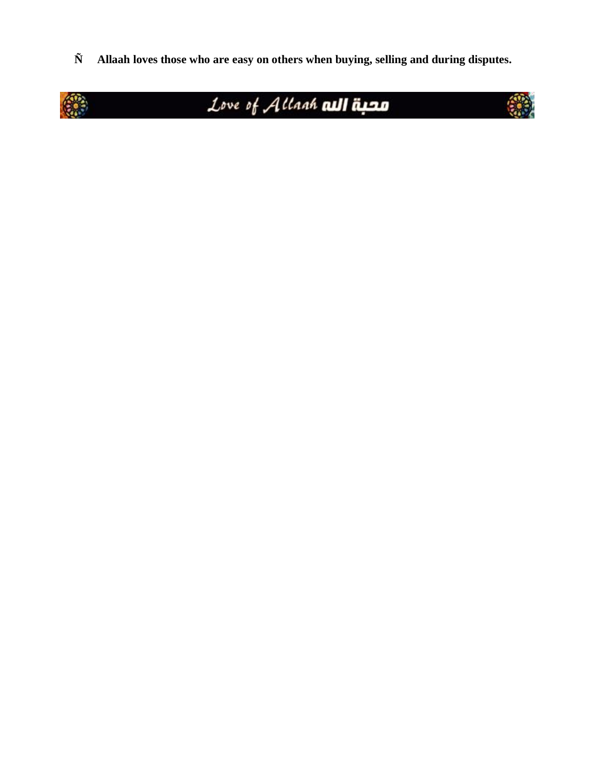- **Allaah loves those who are easy on others when buying, selling and during disputes.**